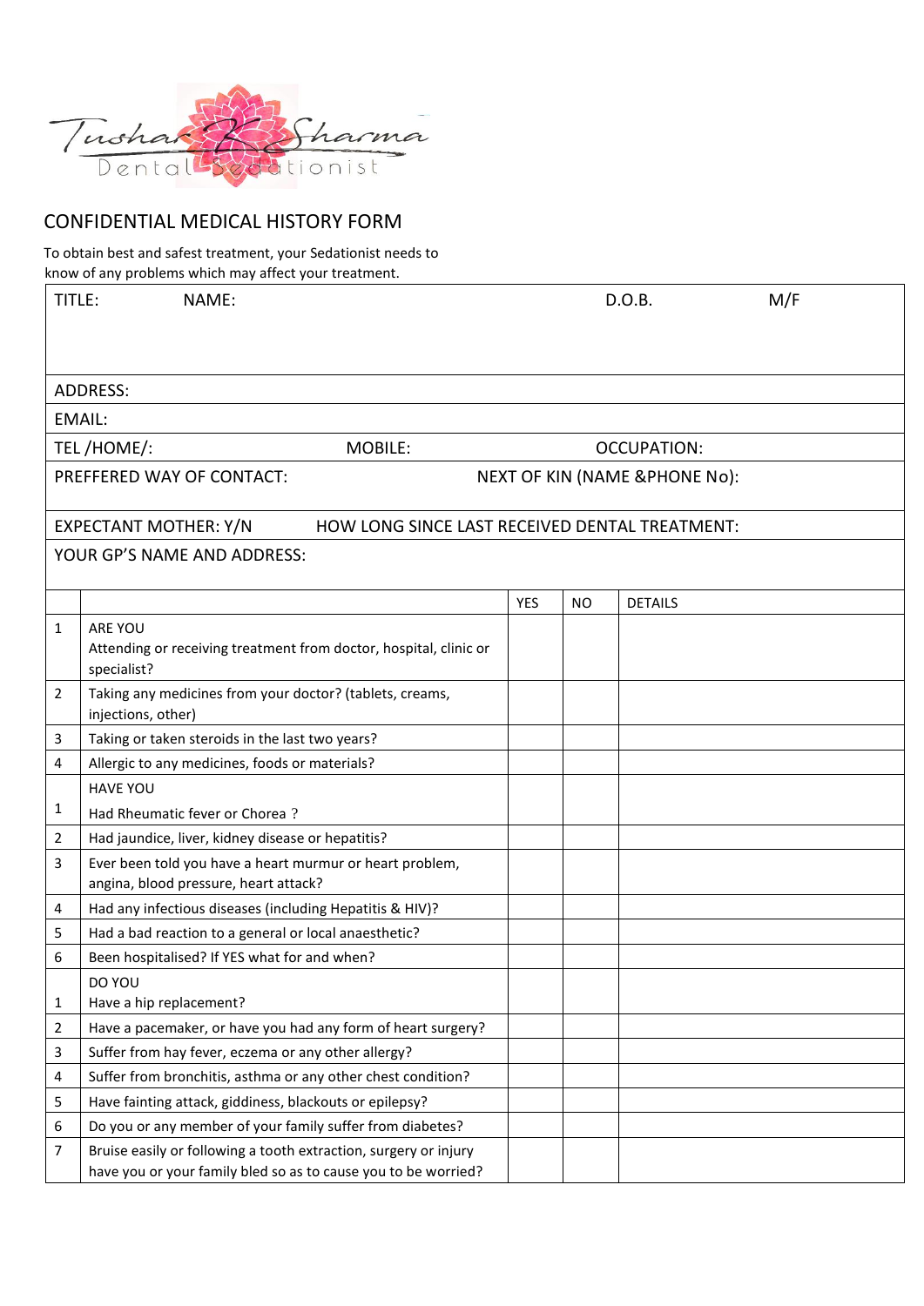Tushar K Sharma
Dental Sedationist

## CONFIDENTIAL MEDICAL HISTORY FORM

To obtain best and safest treatment, your Sedationist needs to know of any problems which may affect your treatment.

| TITLE: | NAME: | D.O.B. | M/F |
|---|---|---|---|
| ADDRESS: | | | |
| EMAIL: | | | |
| TEL /HOME/: | MOBILE: | OCCUPATION: | |
| PREFFERED WAY OF CONTACT: | NEXT OF KIN (NAME &PHONE No): | | |
| EXPECTANT MOTHER: Y/N | HOW LONG SINCE LAST RECEIVED DENTAL TREATMENT: | | |
| YOUR GP'S NAME AND ADDRESS: | | | |

| | | YES | NO | DETAILS |
|---|---|---|---|---|
| 1 | ARE YOU<br>Attending or receiving treatment from doctor, hospital, clinic or specialist? | | | |
| 2 | Taking any medicines from your doctor? (tablets, creams, injections, other) | | | |
| 3 | Taking or taken steroids in the last two years? | | | |
| 4 | Allergic to any medicines, foods or materials? | | | |
| 1 | HAVE YOU<br>Had Rheumatic fever or Chorea ? | | | |
| 2 | Had jaundice, liver, kidney disease or hepatitis? | | | |
| 3 | Ever been told you have a heart murmur or heart problem, angina, blood pressure, heart attack? | | | |
| 4 | Had any infectious diseases (including Hepatitis & HIV)? | | | |
| 5 | Had a bad reaction to a general or local anaesthetic? | | | |
| 6 | Been hospitalised? If YES what for and when? | | | |
| 1 | DO YOU<br>Have a hip replacement? | | | |
| 2 | Have a pacemaker, or have you had any form of heart surgery? | | | |
| 3 | Suffer from hay fever, eczema or any other allergy? | | | |
| 4 | Suffer from bronchitis, asthma or any other chest condition? | | | |
| 5 | Have fainting attack, giddiness, blackouts or epilepsy? | | | |
| 6 | Do you or any member of your family suffer from diabetes? | | | |
| 7 | Bruise easily or following a tooth extraction, surgery or injury have you or your family bled so as to cause you to be worried? | | | |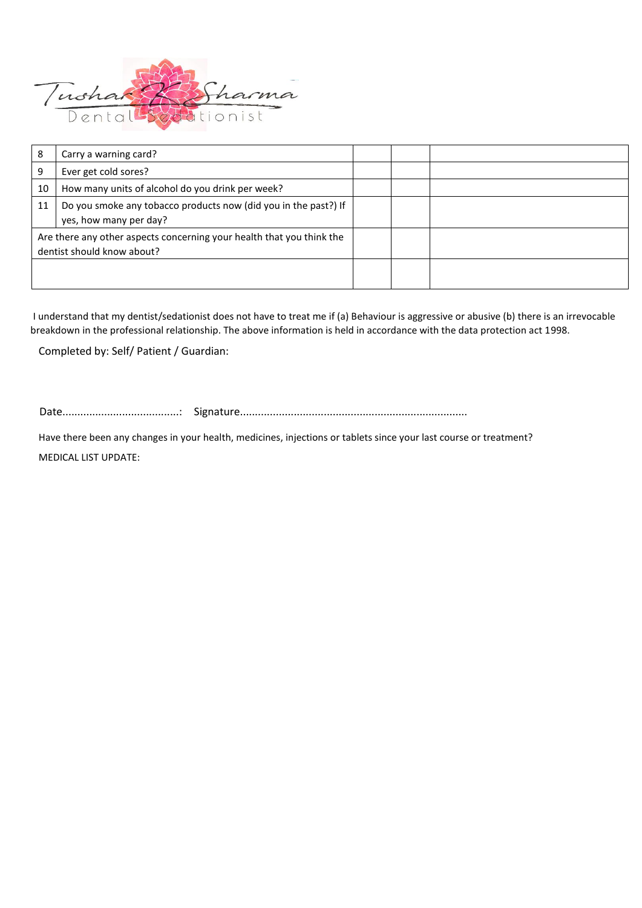Tushar K Sharma
Dental Sedationist

| | | | | |
|---|---|---|---|---|
| 8 | Carry a warning card? | | | |
| 9 | Ever get cold sores? | | | |
| 10 | How many units of alcohol do you drink per week? | | | |
| 11 | Do you smoke any tobacco products now (did you in the past?) If yes, how many per day? | | | |
| Are there any other aspects concerning your health that you think the dentist should know about? | | | | |
| | | | | |

I understand that my dentist/sedationist does not have to treat me if (a) Behaviour is aggressive or abusive (b) there is an irrevocable breakdown in the professional relationship. The above information is held in accordance with the data protection act 1998.

Completed by: Self/ Patient / Guardian:

Date.......................................: Signature...........................................................................

Have there been any changes in your health, medicines, injections or tablets since your last course or treatment?

MEDICAL LIST UPDATE: